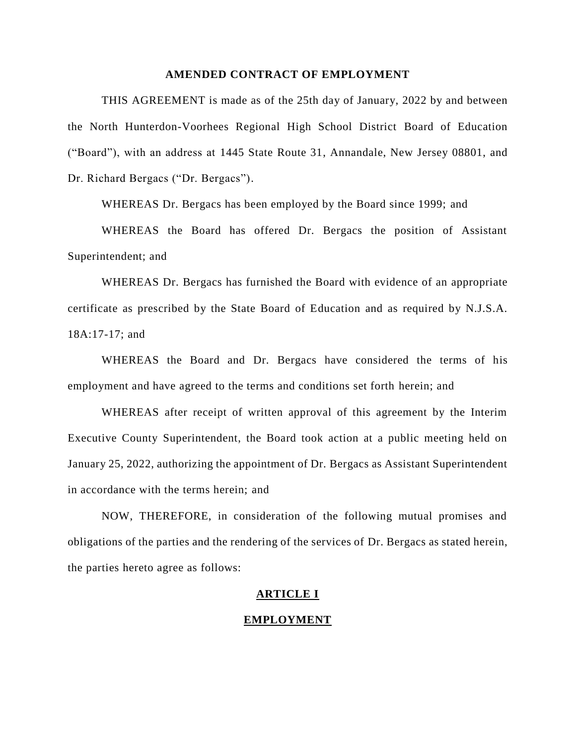# AMENDED CONTRACT OF EMPLOYMENT

THIS AGREEMENT is made as of the 25th day of January, 2022 by and between the North Hunterdon-Voorhees Regional High School District Board of Education ("Board"), with an address at 1445 State Route 31, Annandale, New Jersey 08801, and Dr. Richard Bergacs ("Dr. Bergacs").

WHEREAS Dr. Bergacs has been employed by the Board since 1999; and

WHEREAS the Board has offered Dr. Bergacs the position of Assistant Superintendent; and

WHEREAS Dr. Bergacs has furnished the Board with evidence of an appropriate certificate as prescribed by the State Board of Education and as required by N.J.S.A. 18A:17-17; and

WHEREAS the Board and Dr. Bergacs have considered the terms of his employment and have agreed to the terms and conditions set forth herein; and

WHEREAS after receipt of written approval of this agreement by the Interim Executive County Superintendent, the Board took action at a public meeting held on January 25, 2022, authorizing the appointment of Dr. Bergacs as Assistant Superintendent in accordance with the terms herein; and

NOW, THEREFORE, in consideration of the following mutual promises and obligations of the parties and the rendering of the services of Dr. Bergacs as stated herein, the parties hereto agree as follows:

## ARTICLE I

## EMPLOYMENT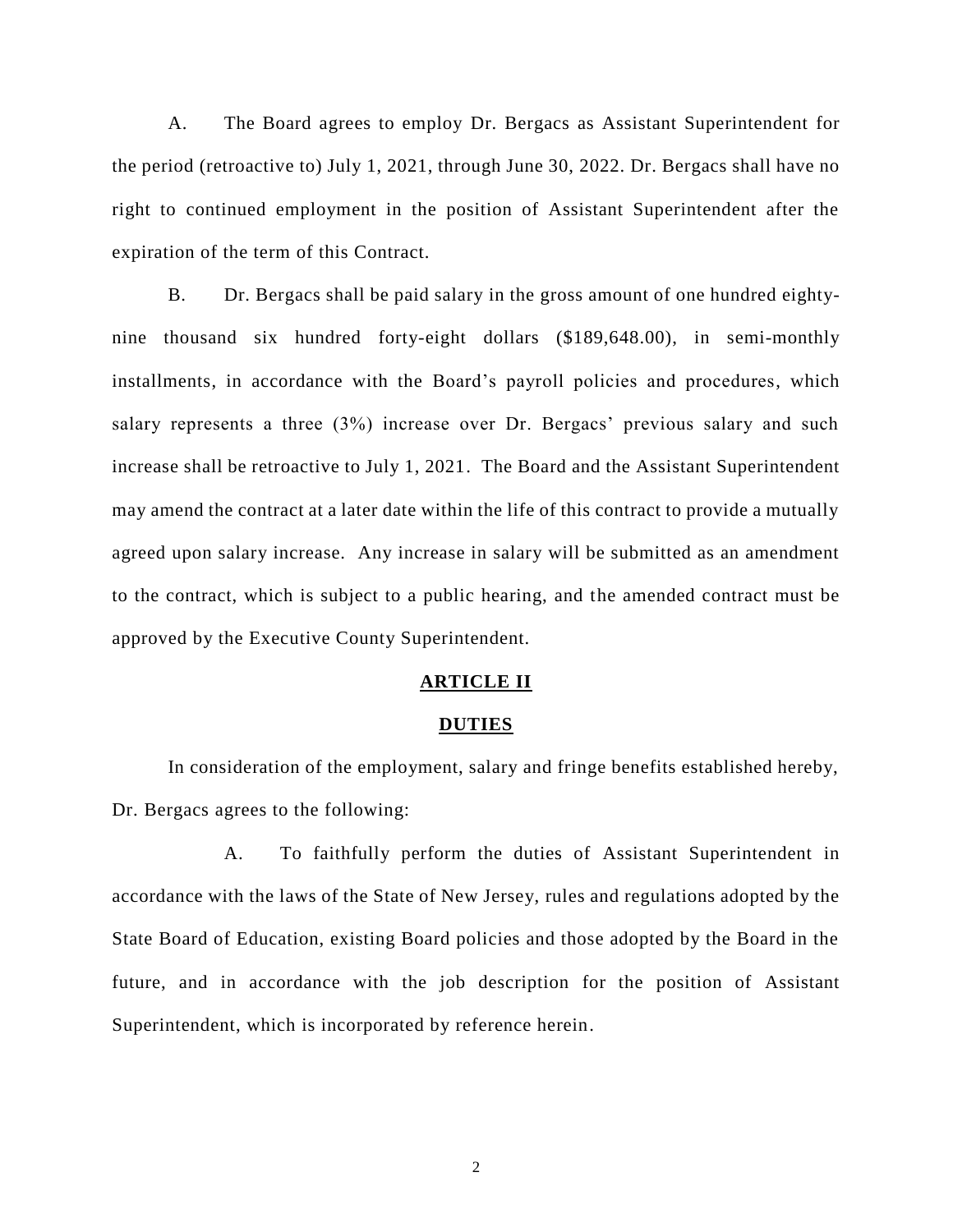A. The Board agrees to employ Dr. Bergacs as Assistant Superintendent for the period (retroactive to) July 1, 2021, through June 30, 2022. Dr. Bergacs shall have no right to continued employment in the position of Assistant Superintendent after the expiration of the term of this Contract.

B. Dr. Bergacs shall be paid salary in the gross amount of one hundred eighty-nine thousand six hundred forty-eight dollars ($189,648.00), in semi-monthly installments, in accordance with the Board's payroll policies and procedures, which salary represents a three (3%) increase over Dr. Bergacs' previous salary and such increase shall be retroactive to July 1, 2021. The Board and the Assistant Superintendent may amend the contract at a later date within the life of this contract to provide a mutually agreed upon salary increase. Any increase in salary will be submitted as an amendment to the contract, which is subject to a public hearing, and the amended contract must be approved by the Executive County Superintendent.

## ARTICLE II

## DUTIES

In consideration of the employment, salary and fringe benefits established hereby, Dr. Bergacs agrees to the following:

A. To faithfully perform the duties of Assistant Superintendent in accordance with the laws of the State of New Jersey, rules and regulations adopted by the State Board of Education, existing Board policies and those adopted by the Board in the future, and in accordance with the job description for the position of Assistant Superintendent, which is incorporated by reference herein.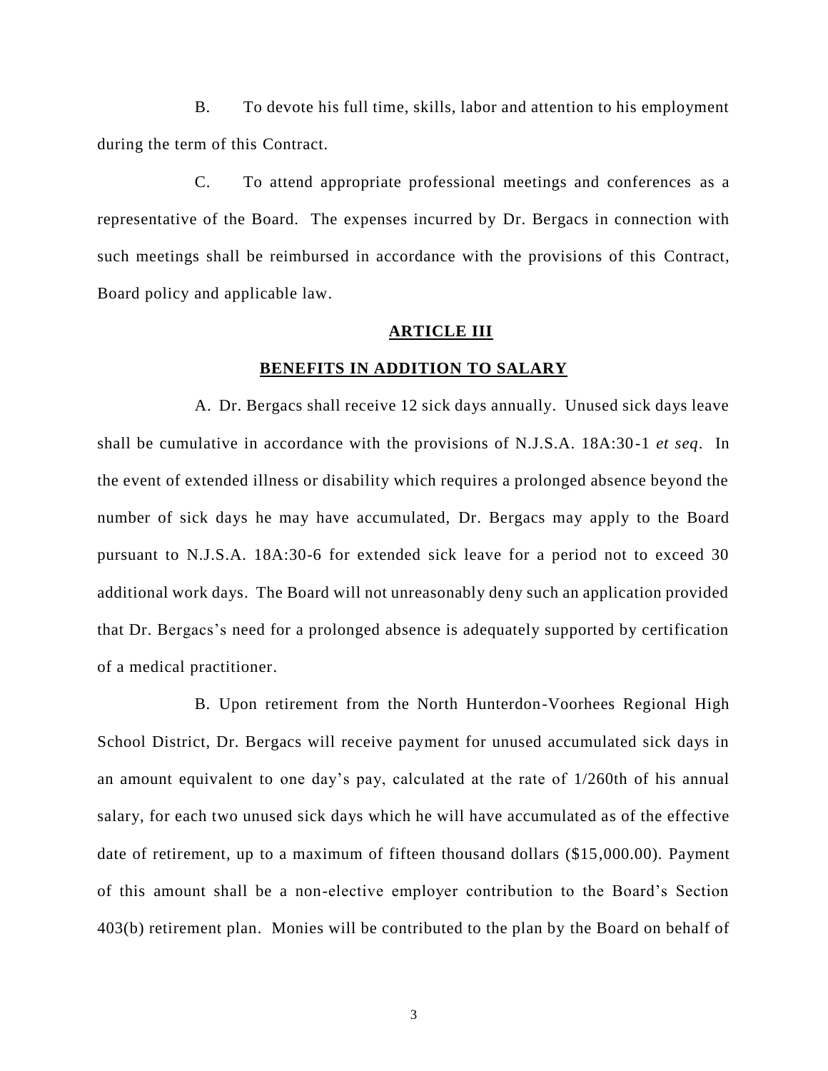B. To devote his full time, skills, labor and attention to his employment during the term of this Contract.

C. To attend appropriate professional meetings and conferences as a representative of the Board. The expenses incurred by Dr. Bergacs in connection with such meetings shall be reimbursed in accordance with the provisions of this Contract, Board policy and applicable law.

## ARTICLE III

## BENEFITS IN ADDITION TO SALARY

A. Dr. Bergacs shall receive 12 sick days annually. Unused sick days leave shall be cumulative in accordance with the provisions of N.J.S.A. 18A:30-1 *et seq*. In the event of extended illness or disability which requires a prolonged absence beyond the number of sick days he may have accumulated, Dr. Bergacs may apply to the Board pursuant to N.J.S.A. 18A:30-6 for extended sick leave for a period not to exceed 30 additional work days. The Board will not unreasonably deny such an application provided that Dr. Bergacs's need for a prolonged absence is adequately supported by certification of a medical practitioner.

B. Upon retirement from the North Hunterdon-Voorhees Regional High School District, Dr. Bergacs will receive payment for unused accumulated sick days in an amount equivalent to one day's pay, calculated at the rate of 1/260th of his annual salary, for each two unused sick days which he will have accumulated as of the effective date of retirement, up to a maximum of fifteen thousand dollars ($15,000.00). Payment of this amount shall be a non-elective employer contribution to the Board's Section 403(b) retirement plan. Monies will be contributed to the plan by the Board on behalf of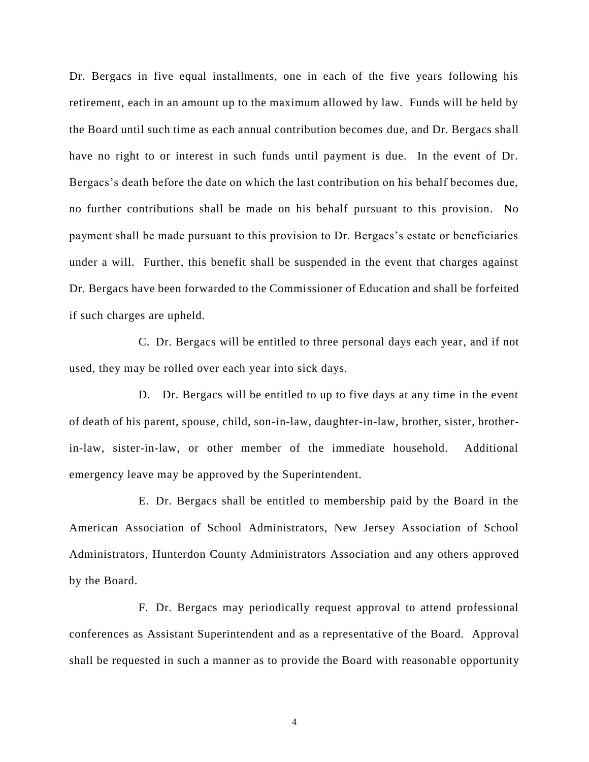Dr. Bergacs in five equal installments, one in each of the five years following his retirement, each in an amount up to the maximum allowed by law. Funds will be held by the Board until such time as each annual contribution becomes due, and Dr. Bergacs shall have no right to or interest in such funds until payment is due. In the event of Dr. Bergacs's death before the date on which the last contribution on his behalf becomes due, no further contributions shall be made on his behalf pursuant to this provision. No payment shall be made pursuant to this provision to Dr. Bergacs's estate or beneficiaries under a will. Further, this benefit shall be suspended in the event that charges against Dr. Bergacs have been forwarded to the Commissioner of Education and shall be forfeited if such charges are upheld.

C. Dr. Bergacs will be entitled to three personal days each year, and if not used, they may be rolled over each year into sick days.

D. Dr. Bergacs will be entitled to up to five days at any time in the event of death of his parent, spouse, child, son-in-law, daughter-in-law, brother, sister, brother-in-law, sister-in-law, or other member of the immediate household. Additional emergency leave may be approved by the Superintendent.

E. Dr. Bergacs shall be entitled to membership paid by the Board in the American Association of School Administrators, New Jersey Association of School Administrators, Hunterdon County Administrators Association and any others approved by the Board.

F. Dr. Bergacs may periodically request approval to attend professional conferences as Assistant Superintendent and as a representative of the Board. Approval shall be requested in such a manner as to provide the Board with reasonable opportunity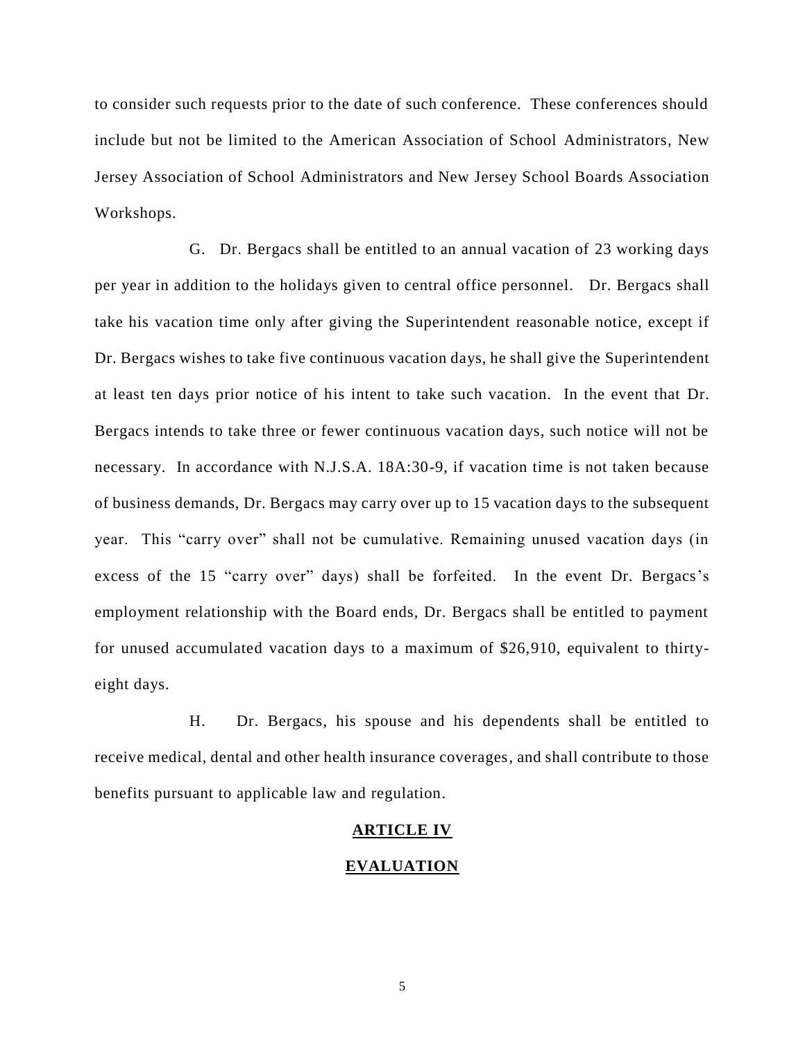to consider such requests prior to the date of such conference. These conferences should include but not be limited to the American Association of School Administrators, New Jersey Association of School Administrators and New Jersey School Boards Association Workshops.

G. Dr. Bergacs shall be entitled to an annual vacation of 23 working days per year in addition to the holidays given to central office personnel. Dr. Bergacs shall take his vacation time only after giving the Superintendent reasonable notice, except if Dr. Bergacs wishes to take five continuous vacation days, he shall give the Superintendent at least ten days prior notice of his intent to take such vacation. In the event that Dr. Bergacs intends to take three or fewer continuous vacation days, such notice will not be necessary. In accordance with N.J.S.A. 18A:30-9, if vacation time is not taken because of business demands, Dr. Bergacs may carry over up to 15 vacation days to the subsequent year. This "carry over" shall not be cumulative. Remaining unused vacation days (in excess of the 15 "carry over" days) shall be forfeited. In the event Dr. Bergacs's employment relationship with the Board ends, Dr. Bergacs shall be entitled to payment for unused accumulated vacation days to a maximum of $26,910, equivalent to thirty-eight days.

H. Dr. Bergacs, his spouse and his dependents shall be entitled to receive medical, dental and other health insurance coverages, and shall contribute to those benefits pursuant to applicable law and regulation.

## ARTICLE IV

## EVALUATION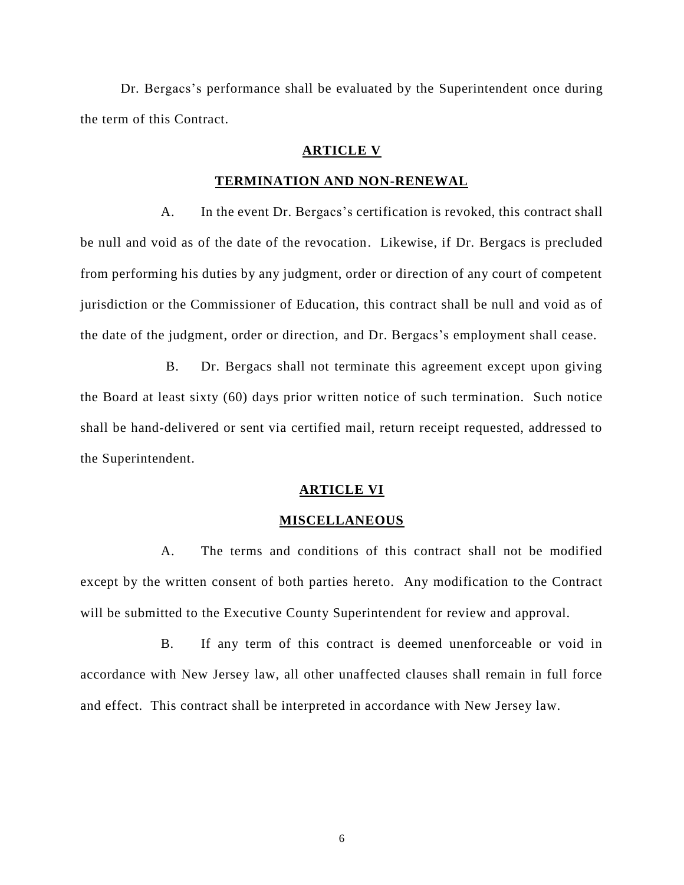Dr. Bergacs's performance shall be evaluated by the Superintendent once during the term of this Contract.

## ARTICLE V

## TERMINATION AND NON-RENEWAL

A. In the event Dr. Bergacs's certification is revoked, this contract shall be null and void as of the date of the revocation. Likewise, if Dr. Bergacs is precluded from performing his duties by any judgment, order or direction of any court of competent jurisdiction or the Commissioner of Education, this contract shall be null and void as of the date of the judgment, order or direction, and Dr. Bergacs's employment shall cease.

B. Dr. Bergacs shall not terminate this agreement except upon giving the Board at least sixty (60) days prior written notice of such termination. Such notice shall be hand-delivered or sent via certified mail, return receipt requested, addressed to the Superintendent.

## ARTICLE VI

## MISCELLANEOUS

A. The terms and conditions of this contract shall not be modified except by the written consent of both parties hereto. Any modification to the Contract will be submitted to the Executive County Superintendent for review and approval.

B. If any term of this contract is deemed unenforceable or void in accordance with New Jersey law, all other unaffected clauses shall remain in full force and effect. This contract shall be interpreted in accordance with New Jersey law.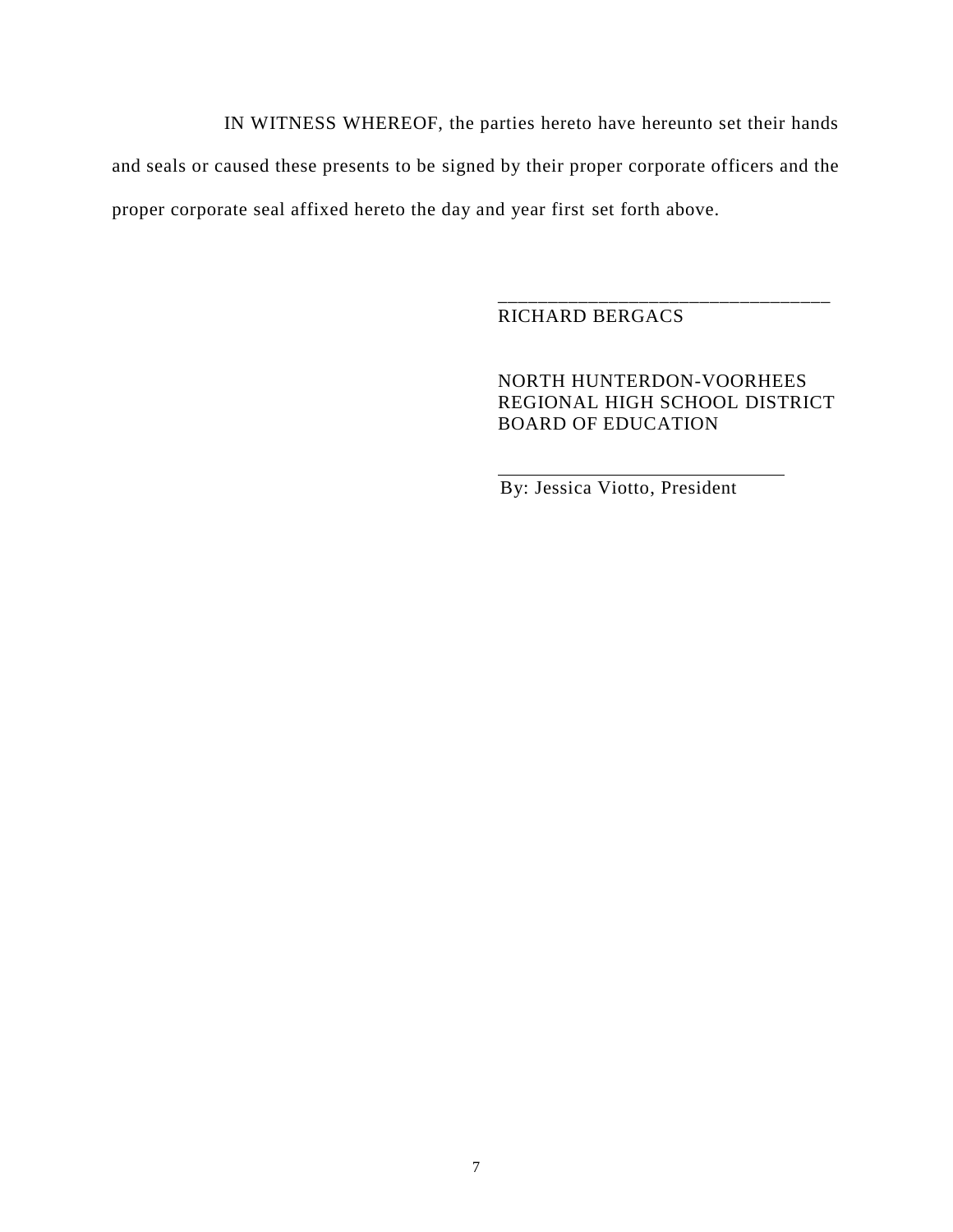IN WITNESS WHEREOF, the parties hereto have hereunto set their hands and seals or caused these presents to be signed by their proper corporate officers and the proper corporate seal affixed hereto the day and year first set forth above.

_________________________________
RICHARD BERGACS

NORTH HUNTERDON-VOORHEES
REGIONAL HIGH SCHOOL DISTRICT
BOARD OF EDUCATION

_________________________________
By: Jessica Viotto, President